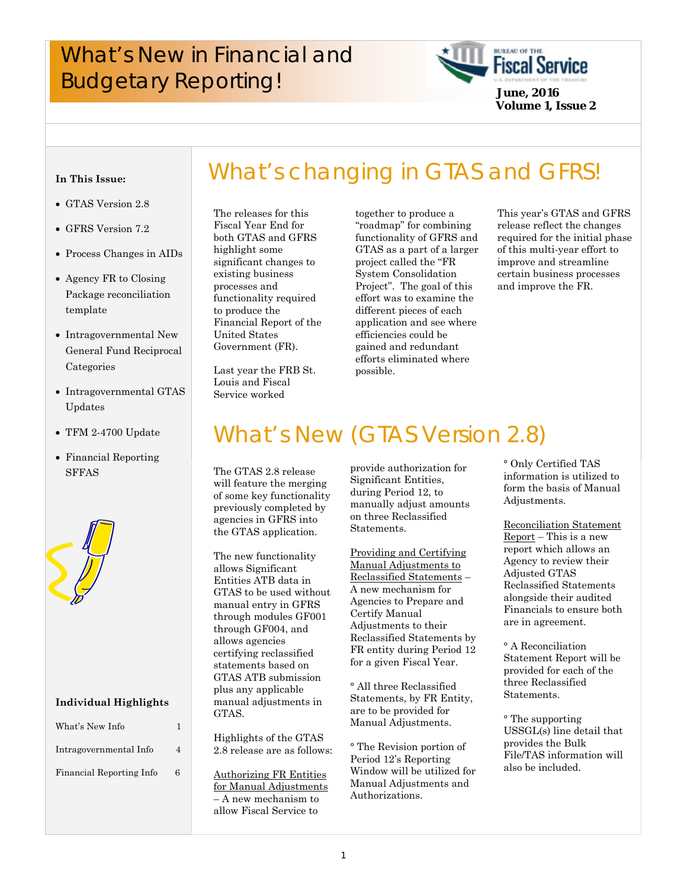# What's New in Financial and Budgetary Reporting!

**June, 2016**
**Volume 1, Issue 2**

**In This Issue:**

- GTAS Version 2.8
- GFRS Version 7.2
- Process Changes in AIDs
- Agency FR to Closing Package reconciliation template
- Intragovernmental New General Fund Reciprocal Categories
- Intragovernmental GTAS Updates
- TFM 2-4700 Update
- Financial Reporting SFFAS

**Individual Highlights**

| | |
|---|---|
| What's New Info | 1 |
| Intragovernmental Info | 4 |
| Financial Reporting Info | 6 |

## What's changing in GTAS and GFRS!

The releases for this Fiscal Year End for both GTAS and GFRS highlight some significant changes to existing business processes and functionality required to produce the Financial Report of the United States Government (FR).

Last year the FRB St. Louis and Fiscal Service worked together to produce a "roadmap" for combining functionality of GFRS and GTAS as a part of a larger project called the "FR System Consolidation Project". The goal of this effort was to examine the different pieces of each application and see where efficiencies could be gained and redundant efforts eliminated where possible.

This year's GTAS and GFRS release reflect the changes required for the initial phase of this multi-year effort to improve and streamline certain business processes and improve the FR.

## What's New (GTAS Version 2.8)

The GTAS 2.8 release will feature the merging of some key functionality previously completed by agencies in GFRS into the GTAS application.

The new functionality allows Significant Entities ATB data in GTAS to be used without manual entry in GFRS through modules GF001 through GF004, and allows agencies certifying reclassified statements based on GTAS ATB submission plus any applicable manual adjustments in GTAS.

Highlights of the GTAS 2.8 release are as follows:

Authorizing FR Entities for Manual Adjustments – A new mechanism to allow Fiscal Service to provide authorization for Significant Entities, during Period 12, to manually adjust amounts on three Reclassified Statements.

Providing and Certifying Manual Adjustments to Reclassified Statements – A new mechanism for Agencies to Prepare and Certify Manual Adjustments to their Reclassified Statements by FR entity during Period 12 for a given Fiscal Year.

° All three Reclassified Statements, by FR Entity, are to be provided for Manual Adjustments.

° The Revision portion of Period 12's Reporting Window will be utilized for Manual Adjustments and Authorizations.

° Only Certified TAS information is utilized to form the basis of Manual Adjustments.

Reconciliation Statement Report – This is a new report which allows an Agency to review their Adjusted GTAS Reclassified Statements alongside their audited Financials to ensure both are in agreement.

° A Reconciliation Statement Report will be provided for each of the three Reclassified Statements.

° The supporting USSGL(s) line detail that provides the Bulk File/TAS information will also be included.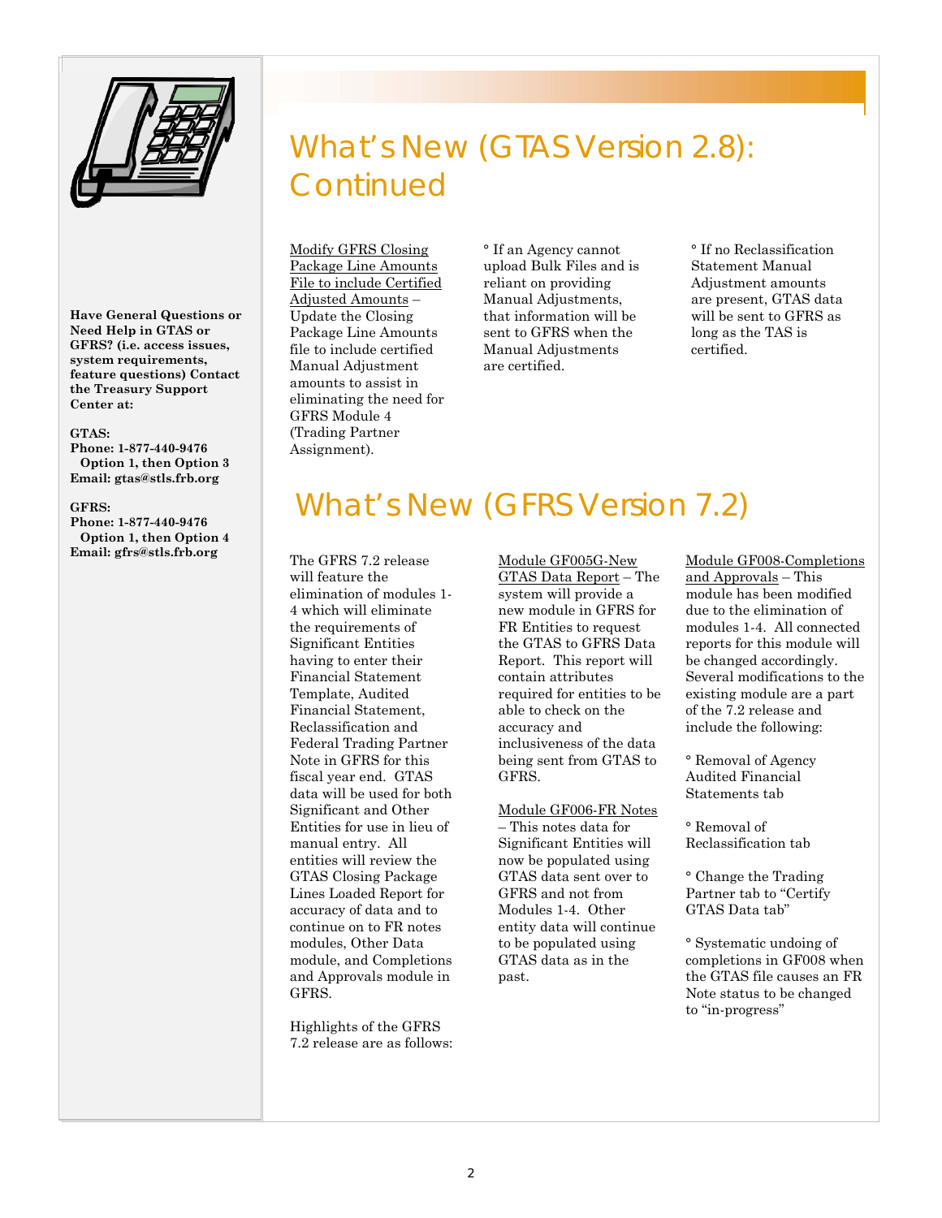Have General Questions or Need Help in GTAS or GFRS? (i.e. access issues, system requirements, feature questions) Contact the Treasury Support Center at:

**GTAS:**
**Phone: 1-877-440-9476**
**Option 1, then Option 3**
**Email: gtas@stls.frb.org**

**GFRS:**
**Phone: 1-877-440-9476**
**Option 1, then Option 4**
**Email: gfrs@stls.frb.org**

# What's New (GTAS Version 2.8): Continued

<u>Modify GFRS Closing Package Line Amounts File to include Certified Adjusted Amounts</u> – Update the Closing Package Line Amounts file to include certified Manual Adjustment amounts to assist in eliminating the need for GFRS Module 4 (Trading Partner Assignment).

° If an Agency cannot upload Bulk Files and is reliant on providing Manual Adjustments, that information will be sent to GFRS when the Manual Adjustments are certified.

° If no Reclassification Statement Manual Adjustment amounts are present, GTAS data will be sent to GFRS as long as the TAS is certified.

# What's New (GFRS Version 7.2)

The GFRS 7.2 release will feature the elimination of modules 1-4 which will eliminate the requirements of Significant Entities having to enter their Financial Statement Template, Audited Financial Statement, Reclassification and Federal Trading Partner Note in GFRS for this fiscal year end. GTAS data will be used for both Significant and Other Entities for use in lieu of manual entry. All entities will review the GTAS Closing Package Lines Loaded Report for accuracy of data and to continue on to FR notes modules, Other Data module, and Completions and Approvals module in GFRS.

Highlights of the GFRS 7.2 release are as follows:

<u>Module GF005G-New GTAS Data Report</u> – The system will provide a new module in GFRS for FR Entities to request the GTAS to GFRS Data Report. This report will contain attributes required for entities to be able to check on the accuracy and inclusiveness of the data being sent from GTAS to GFRS.

<u>Module GF006-FR Notes</u> – This notes data for Significant Entities will now be populated using GTAS data sent over to GFRS and not from Modules 1-4. Other entity data will continue to be populated using GTAS data as in the past.

<u>Module GF008-Completions and Approvals</u> – This module has been modified due to the elimination of modules 1-4. All connected reports for this module will be changed accordingly. Several modifications to the existing module are a part of the 7.2 release and include the following:

° Removal of Agency Audited Financial Statements tab

° Removal of Reclassification tab

° Change the Trading Partner tab to "Certify GTAS Data tab"

° Systematic undoing of completions in GF008 when the GTAS file causes an FR Note status to be changed to "in-progress"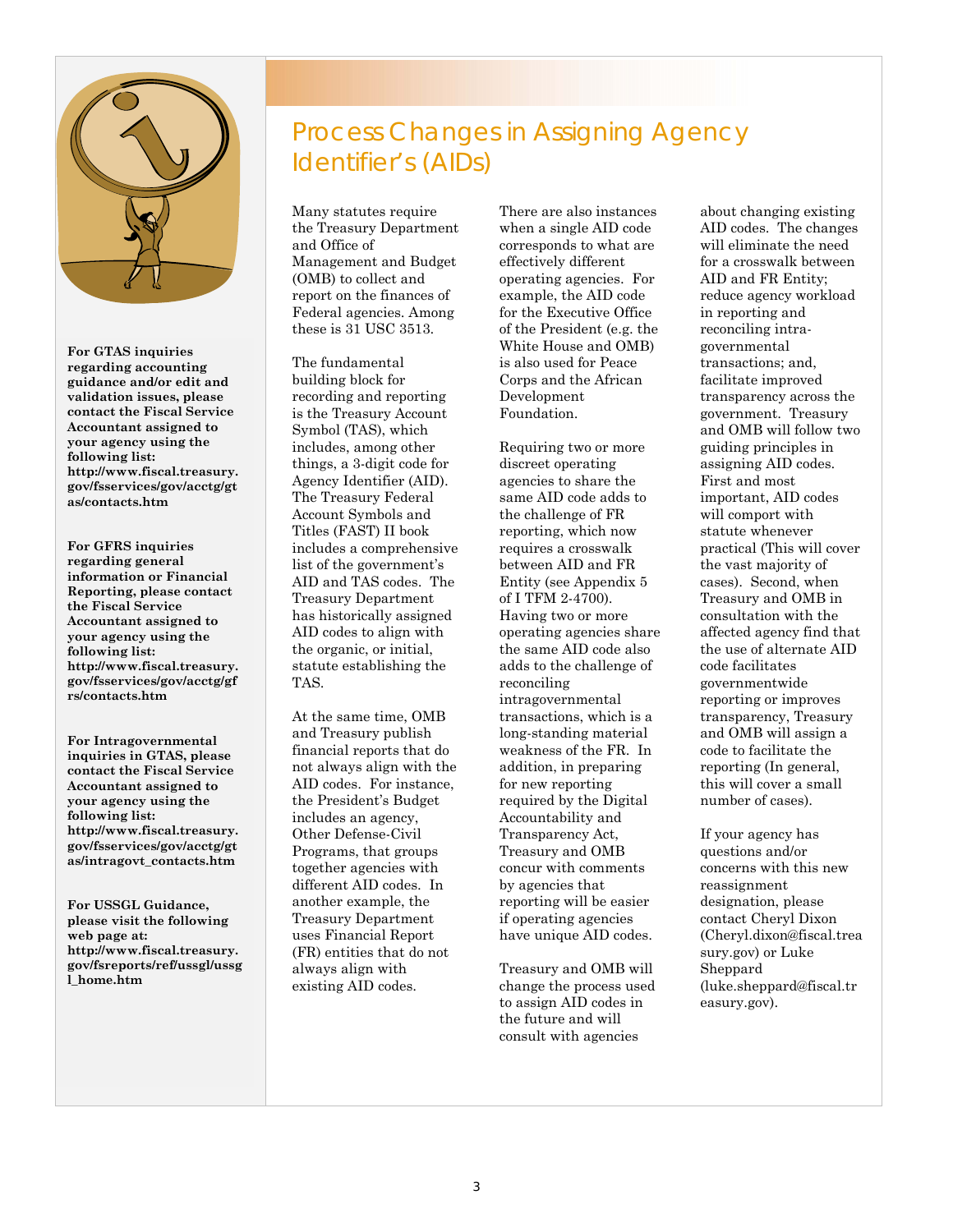**For GTAS inquiries regarding accounting guidance and/or edit and validation issues, please contact the Fiscal Service Accountant assigned to your agency using the following list: http://www.fiscal.treasury.gov/fsservices/gov/acctg/gtas/contacts.htm**

**For GFRS inquiries regarding general information or Financial Reporting, please contact the Fiscal Service Accountant assigned to your agency using the following list: http://www.fiscal.treasury.gov/fsservices/gov/acctg/gfrs/contacts.htm**

**For Intragovernmental inquiries in GTAS, please contact the Fiscal Service Accountant assigned to your agency using the following list: http://www.fiscal.treasury.gov/fsservices/gov/acctg/gtas/intragovt_contacts.htm**

**For USSGL Guidance, please visit the following web page at: http://www.fiscal.treasury.gov/fsreports/ref/ussgl/ussgl_home.htm**

# Process Changes in Assigning Agency Identifier's (AIDs)

Many statutes require the Treasury Department and Office of Management and Budget (OMB) to collect and report on the finances of Federal agencies. Among these is 31 USC 3513.

The fundamental building block for recording and reporting is the Treasury Account Symbol (TAS), which includes, among other things, a 3-digit code for Agency Identifier (AID). The Treasury Federal Account Symbols and Titles (FAST) II book includes a comprehensive list of the government's AID and TAS codes. The Treasury Department has historically assigned AID codes to align with the organic, or initial, statute establishing the TAS.

At the same time, OMB and Treasury publish financial reports that do not always align with the AID codes. For instance, the President's Budget includes an agency, Other Defense-Civil Programs, that groups together agencies with different AID codes. In another example, the Treasury Department uses Financial Report (FR) entities that do not always align with existing AID codes.

There are also instances when a single AID code corresponds to what are effectively different operating agencies. For example, the AID code for the Executive Office of the President (e.g. the White House and OMB) is also used for Peace Corps and the African Development Foundation.

Requiring two or more discreet operating agencies to share the same AID code adds to the challenge of FR reporting, which now requires a crosswalk between AID and FR Entity (see Appendix 5 of I TFM 2-4700). Having two or more operating agencies share the same AID code also adds to the challenge of reconciling intragovernmental transactions, which is a long-standing material weakness of the FR. In addition, in preparing for new reporting required by the Digital Accountability and Transparency Act, Treasury and OMB concur with comments by agencies that reporting will be easier if operating agencies have unique AID codes.

Treasury and OMB will change the process used to assign AID codes in the future and will consult with agencies about changing existing AID codes. The changes will eliminate the need for a crosswalk between AID and FR Entity; reduce agency workload in reporting and reconciling intra-governmental transactions; and, facilitate improved transparency across the government. Treasury and OMB will follow two guiding principles in assigning AID codes. First and most important, AID codes will comport with statute whenever practical (This will cover the vast majority of cases). Second, when Treasury and OMB in consultation with the affected agency find that the use of alternate AID code facilitates governmentwide reporting or improves transparency, Treasury and OMB will assign a code to facilitate the reporting (In general, this will cover a small number of cases).

If your agency has questions and/or concerns with this new reassignment designation, please contact Cheryl Dixon (Cheryl.dixon@fiscal.treasury.gov) or Luke Sheppard (luke.sheppard@fiscal.treasury.gov).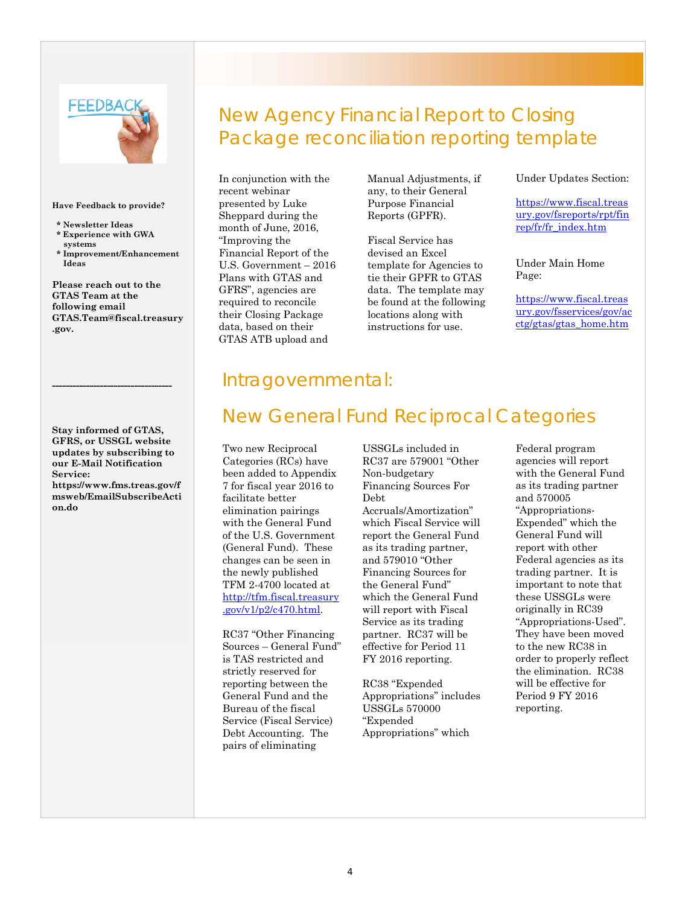**Have Feedback to provide?**

- **Newsletter Ideas**
- **Experience with GWA systems**
- **Improvement/Enhancement Ideas**

**Please reach out to the GTAS Team at the following email GTAS.Team@fiscal.treasury.gov.**

---

**Stay informed of GTAS, GFRS, or USSGL website updates by subscribing to our E-Mail Notification Service: https://www.fms.treas.gov/fmsweb/EmailSubscribeAction.do**

# New Agency Financial Report to Closing Package reconciliation reporting template

In conjunction with the recent webinar presented by Luke Sheppard during the month of June, 2016, "Improving the Financial Report of the U.S. Government – 2016 Plans with GTAS and GFRS", agencies are required to reconcile their Closing Package data, based on their GTAS ATB upload and Manual Adjustments, if any, to their General Purpose Financial Reports (GPFR).

Fiscal Service has devised an Excel template for Agencies to tie their GPFR to GTAS data. The template may be found at the following locations along with instructions for use.

Under Updates Section:

https://www.fiscal.treasury.gov/fsreports/rpt/finrep/fr/fr_index.htm

Under Main Home Page:

https://www.fiscal.treasury.gov/fsservices/gov/acctg/gtas/gtas_home.htm

# Intragovernmental:

# New General Fund Reciprocal Categories

Two new Reciprocal Categories (RCs) have been added to Appendix 7 for fiscal year 2016 to facilitate better elimination pairings with the General Fund of the U.S. Government (General Fund). These changes can be seen in the newly published TFM 2-4700 located at http://tfm.fiscal.treasury.gov/v1/p2/c470.html.

RC37 "Other Financing Sources – General Fund" is TAS restricted and strictly reserved for reporting between the General Fund and the Bureau of the fiscal Service (Fiscal Service) Debt Accounting. The pairs of eliminating USSGLs included in RC37 are 579001 "Other Non-budgetary Financing Sources For Debt Accruals/Amortization" which Fiscal Service will report the General Fund as its trading partner, and 579010 "Other Financing Sources for the General Fund" which the General Fund will report with Fiscal Service as its trading partner. RC37 will be effective for Period 11 FY 2016 reporting.

RC38 "Expended Appropriations" includes USSGLs 570000 "Expended Appropriations" which Federal program agencies will report with the General Fund as its trading partner and 570005 "Appropriations-Expended" which the General Fund will report with other Federal agencies as its trading partner. It is important to note that these USSGLs were originally in RC39 "Appropriations-Used". They have been moved to the new RC38 in order to properly reflect the elimination. RC38 will be effective for Period 9 FY 2016 reporting.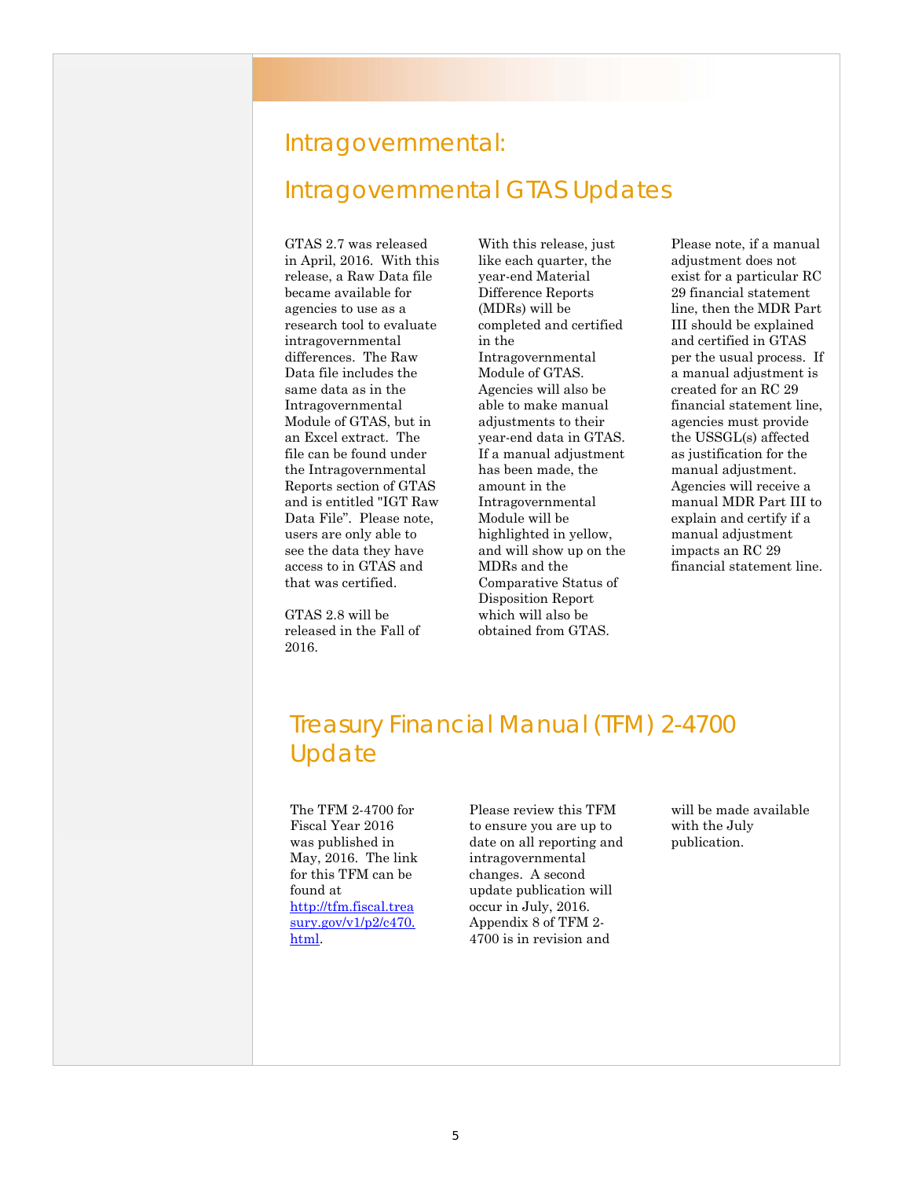# Intragovernmental:

## Intragovernmental GTAS Updates

GTAS 2.7 was released in April, 2016. With this release, a Raw Data file became available for agencies to use as a research tool to evaluate intragovernmental differences. The Raw Data file includes the same data as in the Intragovernmental Module of GTAS, but in an Excel extract. The file can be found under the Intragovernmental Reports section of GTAS and is entitled "IGT Raw Data File". Please note, users are only able to see the data they have access to in GTAS and that was certified.

GTAS 2.8 will be released in the Fall of 2016.

With this release, just like each quarter, the year-end Material Difference Reports (MDRs) will be completed and certified in the Intragovernmental Module of GTAS. Agencies will also be able to make manual adjustments to their year-end data in GTAS. If a manual adjustment has been made, the amount in the Intragovernmental Module will be highlighted in yellow, and will show up on the MDRs and the Comparative Status of Disposition Report which will also be obtained from GTAS.

Please note, if a manual adjustment does not exist for a particular RC 29 financial statement line, then the MDR Part III should be explained and certified in GTAS per the usual process. If a manual adjustment is created for an RC 29 financial statement line, agencies must provide the USSGL(s) affected as justification for the manual adjustment. Agencies will receive a manual MDR Part III to explain and certify if a manual adjustment impacts an RC 29 financial statement line.

## Treasury Financial Manual (TFM) 2-4700 Update

The TFM 2-4700 for Fiscal Year 2016 was published in May, 2016. The link for this TFM can be found at [http://tfm.fiscal.treasury.gov/v1/p2/c470.html](http://tfm.fiscal.treasury.gov/v1/p2/c470.html).

Please review this TFM to ensure you are up to date on all reporting and intragovernmental changes. A second update publication will occur in July, 2016. Appendix 8 of TFM 2-4700 is in revision and will be made available with the July publication.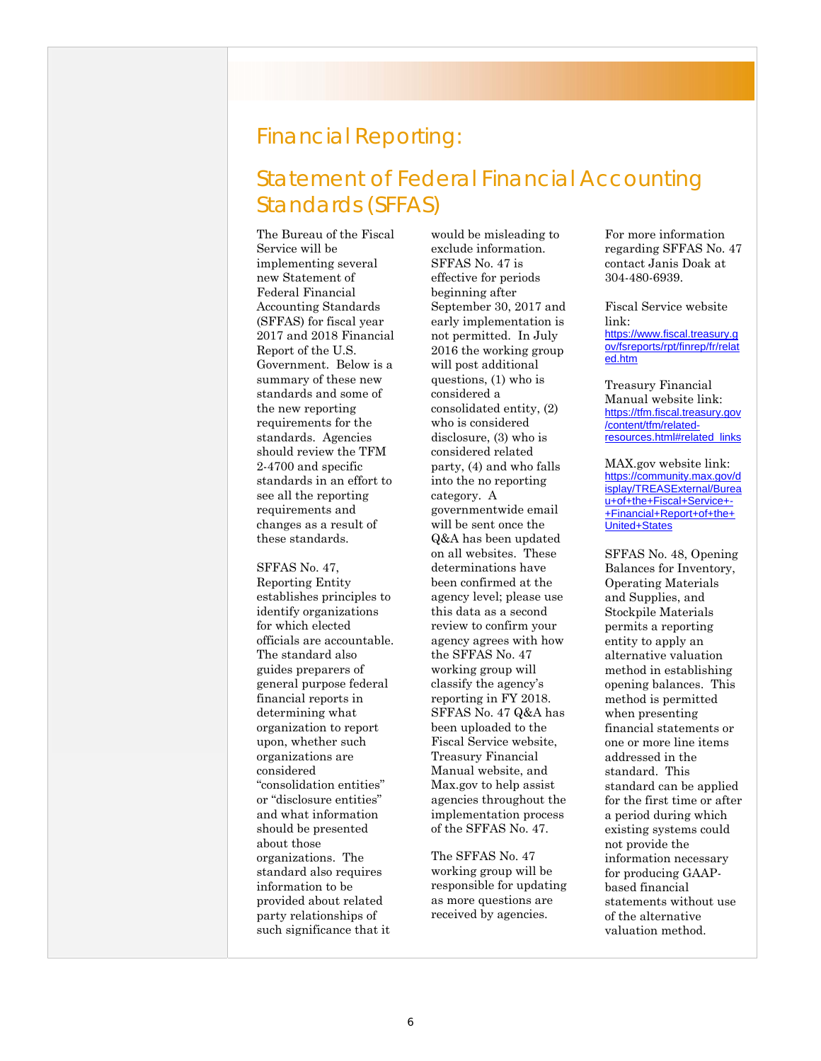# Financial Reporting:

## Statement of Federal Financial Accounting Standards (SFFAS)

The Bureau of the Fiscal Service will be implementing several new Statement of Federal Financial Accounting Standards (SFFAS) for fiscal year 2017 and 2018 Financial Report of the U.S. Government. Below is a summary of these new standards and some of the new reporting requirements for the standards. Agencies should review the TFM 2-4700 and specific standards in an effort to see all the reporting requirements and changes as a result of these standards.

SFFAS No. 47, Reporting Entity establishes principles to identify organizations for which elected officials are accountable. The standard also guides preparers of general purpose federal financial reports in determining what organization to report upon, whether such organizations are considered "consolidation entities" or "disclosure entities" and what information should be presented about those organizations. The standard also requires information to be provided about related party relationships of such significance that it would be misleading to exclude information. SFFAS No. 47 is effective for periods beginning after September 30, 2017 and early implementation is not permitted. In July 2016 the working group will post additional questions, (1) who is considered a consolidated entity, (2) who is considered disclosure, (3) who is considered related party, (4) and who falls into the no reporting category. A governmentwide email will be sent once the Q&A has been updated on all websites. These determinations have been confirmed at the agency level; please use this data as a second review to confirm your agency agrees with how the SFFAS No. 47 working group will classify the agency's reporting in FY 2018. SFFAS No. 47 Q&A has been uploaded to the Fiscal Service website, Treasury Financial Manual website, and Max.gov to help assist agencies throughout the implementation process of the SFFAS No. 47.

The SFFAS No. 47 working group will be responsible for updating as more questions are received by agencies.

For more information regarding SFFAS No. 47 contact Janis Doak at 304-480-6939.

Fiscal Service website link: https://www.fiscal.treasury.gov/fsreports/rpt/finrep/fr/related.htm

Treasury Financial Manual website link: https://tfm.fiscal.treasury.gov/content/tfm/related-resources.html#related_links

MAX.gov website link: https://community.max.gov/display/TREASExternal/Bureau+of+the+Fiscal+Service+-+Financial+Report+of+the+United+States

SFFAS No. 48, Opening Balances for Inventory, Operating Materials and Supplies, and Stockpile Materials permits a reporting entity to apply an alternative valuation method in establishing opening balances. This method is permitted when presenting financial statements or one or more line items addressed in the standard. This standard can be applied for the first time or after a period during which existing systems could not provide the information necessary for producing GAAP-based financial statements without use of the alternative valuation method.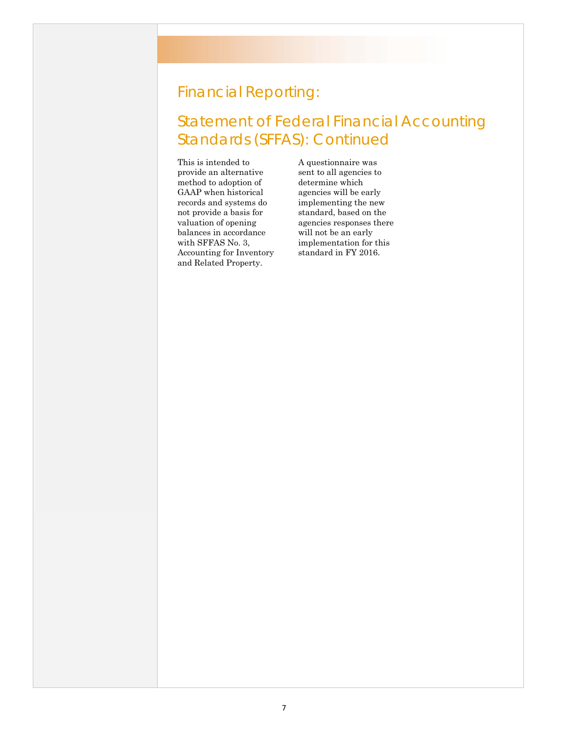# Financial Reporting:

## Statement of Federal Financial Accounting Standards (SFFAS): Continued

This is intended to provide an alternative method to adoption of GAAP when historical records and systems do not provide a basis for valuation of opening balances in accordance with SFFAS No. 3, Accounting for Inventory and Related Property.

A questionnaire was sent to all agencies to determine which agencies will be early implementing the new standard, based on the agencies responses there will not be an early implementation for this standard in FY 2016.